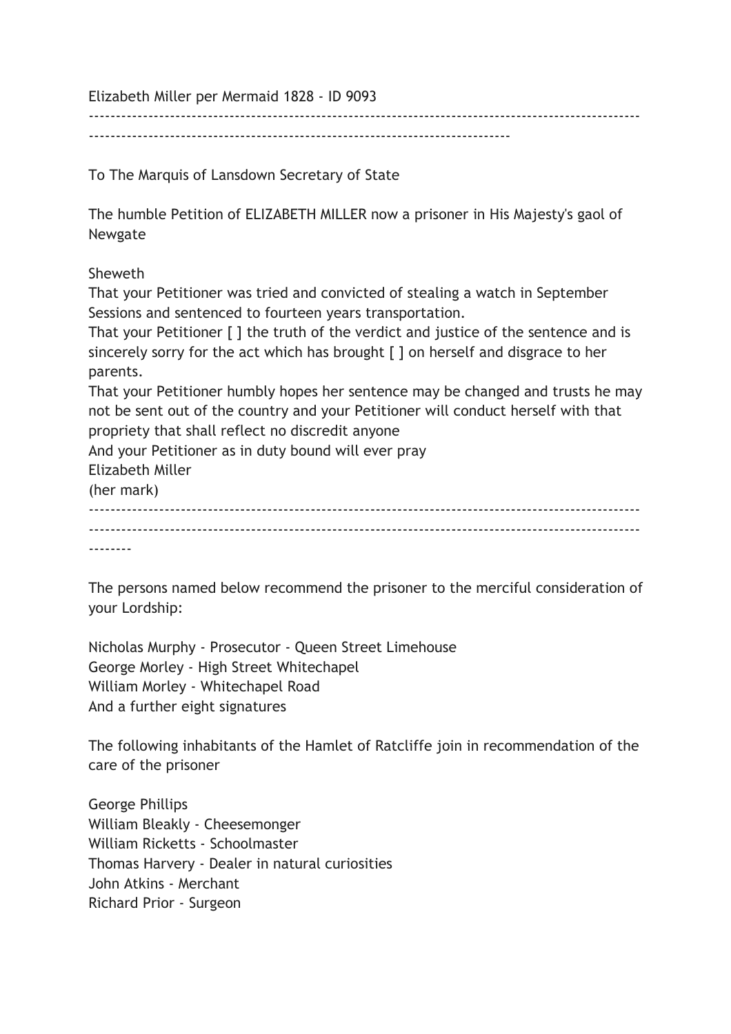Elizabeth Miller per Mermaid 1828 - ID 9093

---

To The Marquis of Lansdown Secretary of State

The humble Petition of ELIZABETH MILLER now a prisoner in His Majesty's gaol of Newgate

Sheweth
That your Petitioner was tried and convicted of stealing a watch in September Sessions and sentenced to fourteen years transportation.
That your Petitioner [ ] the truth of the verdict and justice of the sentence and is sincerely sorry for the act which has brought [ ] on herself and disgrace to her parents.
That your Petitioner humbly hopes her sentence may be changed and trusts he may not be sent out of the country and your Petitioner will conduct herself with that propriety that shall reflect no discredit anyone
And your Petitioner as in duty bound will ever pray
Elizabeth Miller
(her mark)

---

The persons named below recommend the prisoner to the merciful consideration of your Lordship:

Nicholas Murphy - Prosecutor - Queen Street Limehouse
George Morley - High Street Whitechapel
William Morley - Whitechapel Road
And a further eight signatures

The following inhabitants of the Hamlet of Ratcliffe join in recommendation of the care of the prisoner

George Phillips
William Bleakly - Cheesemonger
William Ricketts - Schoolmaster
Thomas Harvery - Dealer in natural curiosities
John Atkins - Merchant
Richard Prior - Surgeon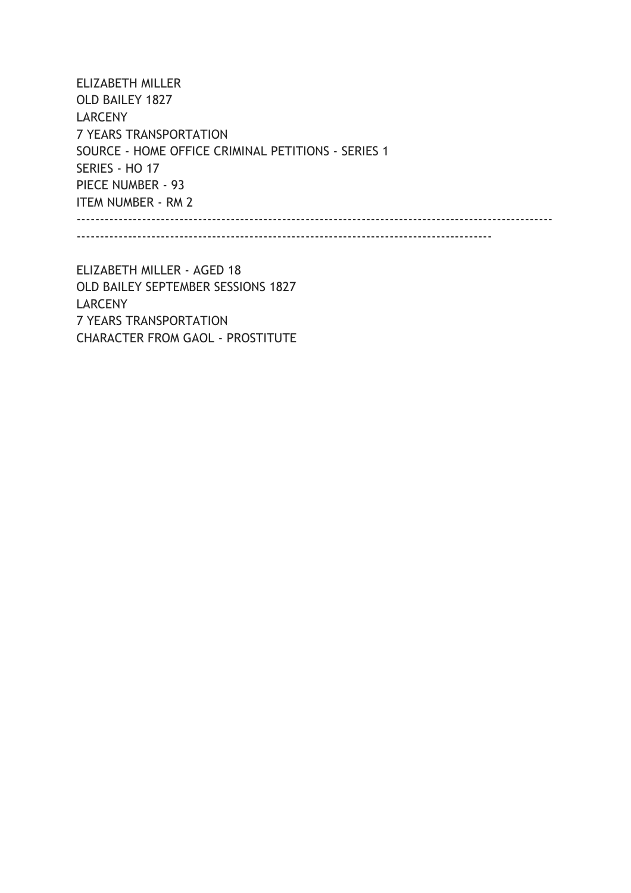ELIZABETH MILLER
OLD BAILEY 1827
LARCENY
7 YEARS TRANSPORTATION
SOURCE - HOME OFFICE CRIMINAL PETITIONS - SERIES 1
SERIES - HO 17
PIECE NUMBER - 93
ITEM NUMBER - RM 2

---

ELIZABETH MILLER - AGED 18
OLD BAILEY SEPTEMBER SESSIONS 1827
LARCENY
7 YEARS TRANSPORTATION
CHARACTER FROM GAOL - PROSTITUTE